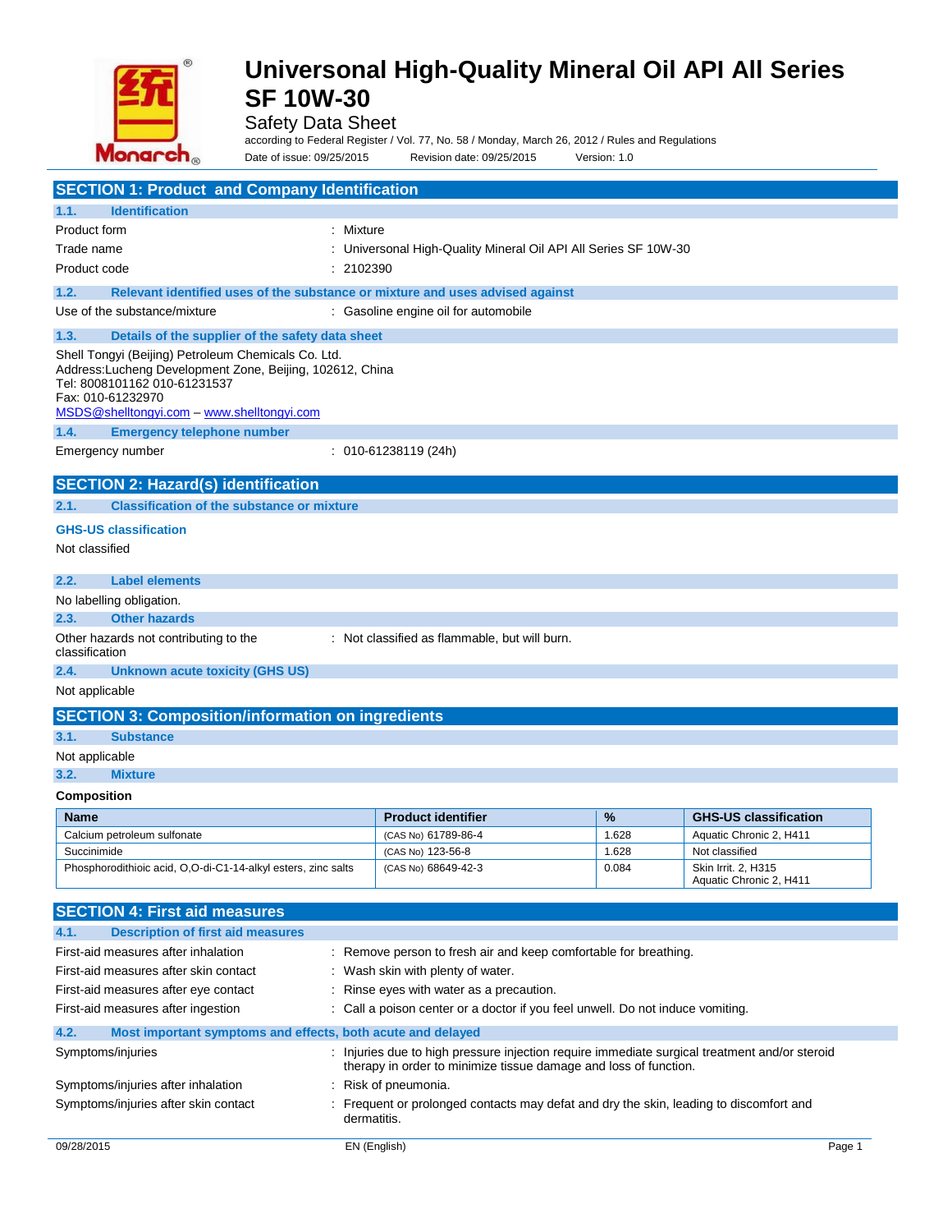# Universonal High-Quality Mineral Oil API All Series SF 10W-30

Safety Data Sheet

according to Federal Register / Vol. 77, No. 58 / Monday, March 26, 2012 / Rules and Regulations

Date of issue: 09/25/2015 Revision date: 09/25/2015 Version: 1.0

## SECTION 1: Product and Company Identification

### 1.1. Identification

Product form : Mixture

Trade name : Universonal High-Quality Mineral Oil API All Series SF 10W-30

Product code : 2102390

### 1.2. Relevant identified uses of the substance or mixture and uses advised against

Use of the substance/mixture : Gasoline engine oil for automobile

### 1.3. Details of the supplier of the safety data sheet

Shell Tongyi (Beijing) Petroleum Chemicals Co. Ltd.
Address:Lucheng Development Zone, Beijing, 102612, China
Tel: 8008101162 010-61231537
Fax: 010-61232970
MSDS@shelltongyi.com – www.shelltongyi.com

### 1.4. Emergency telephone number

Emergency number : 010-61238119 (24h)

## SECTION 2: Hazard(s) identification

### 2.1. Classification of the substance or mixture

**GHS-US classification**

Not classified

### 2.2. Label elements

No labelling obligation.

### 2.3. Other hazards

Other hazards not contributing to the classification : Not classified as flammable, but will burn.

### 2.4. Unknown acute toxicity (GHS US)

Not applicable

## SECTION 3: Composition/information on ingredients

### 3.1. Substance

Not applicable

### 3.2. Mixture

**Composition**

| Name | Product identifier | % | GHS-US classification |
|---|---|---|---|
| Calcium petroleum sulfonate | (CAS No) 61789-86-4 | 1.628 | Aquatic Chronic 2, H411 |
| Succinimide | (CAS No) 123-56-8 | 1.628 | Not classified |
| Phosphorodithioic acid, O,O-di-C1-14-alkyl esters, zinc salts | (CAS No) 68649-42-3 | 0.084 | Skin Irrit. 2, H315<br>Aquatic Chronic 2, H411 |

## SECTION 4: First aid measures

### 4.1. Description of first aid measures

First-aid measures after inhalation : Remove person to fresh air and keep comfortable for breathing.

First-aid measures after skin contact : Wash skin with plenty of water.

First-aid measures after eye contact : Rinse eyes with water as a precaution.

First-aid measures after ingestion : Call a poison center or a doctor if you feel unwell. Do not induce vomiting.

### 4.2. Most important symptoms and effects, both acute and delayed

Symptoms/injuries : Injuries due to high pressure injection require immediate surgical treatment and/or steroid therapy in order to minimize tissue damage and loss of function.

Symptoms/injuries after inhalation : Risk of pneumonia.

Symptoms/injuries after skin contact : Frequent or prolonged contacts may defat and dry the skin, leading to discomfort and dermatitis.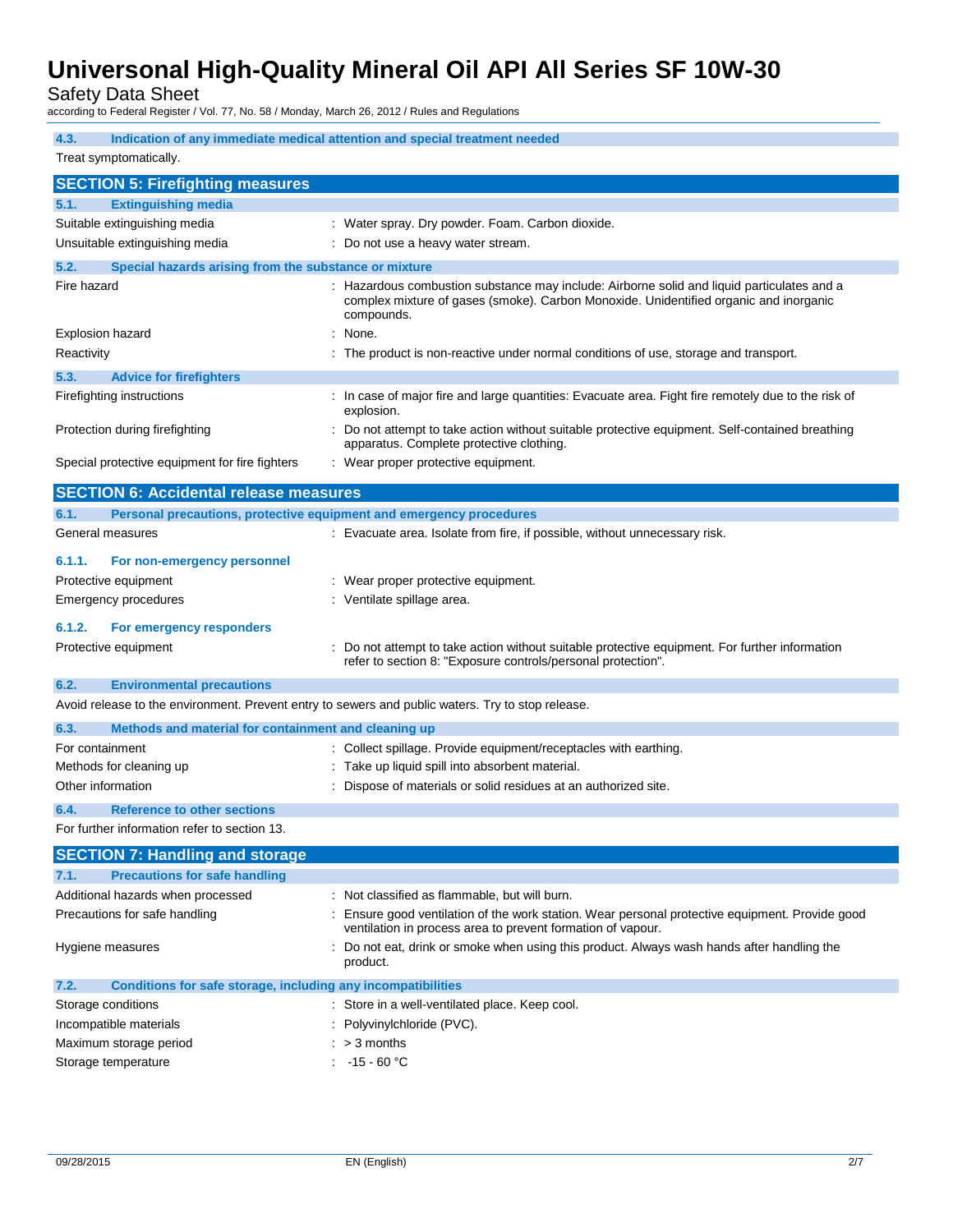### 4.3. Indication of any immediate medical attention and special treatment needed

Treat symptomatically.

## SECTION 5: Firefighting measures

### 5.1. Extinguishing media

| | |
|---|---|
| Suitable extinguishing media | : Water spray. Dry powder. Foam. Carbon dioxide. |
| Unsuitable extinguishing media | : Do not use a heavy water stream. |

### 5.2. Special hazards arising from the substance or mixture

| | |
|---|---|
| Fire hazard | : Hazardous combustion substance may include: Airborne solid and liquid particulates and a complex mixture of gases (smoke). Carbon Monoxide. Unidentified organic and inorganic compounds. |
| Explosion hazard | : None. |
| Reactivity | : The product is non-reactive under normal conditions of use, storage and transport. |

### 5.3. Advice for firefighters

| | |
|---|---|
| Firefighting instructions | : In case of major fire and large quantities: Evacuate area. Fight fire remotely due to the risk of explosion. |
| Protection during firefighting | : Do not attempt to take action without suitable protective equipment. Self-contained breathing apparatus. Complete protective clothing. |
| Special protective equipment for fire fighters | : Wear proper protective equipment. |

## SECTION 6: Accidental release measures

### 6.1. Personal precautions, protective equipment and emergency procedures

| | |
|---|---|
| General measures | : Evacuate area. Isolate from fire, if possible, without unnecessary risk. |

#### 6.1.1. For non-emergency personnel

| | |
|---|---|
| Protective equipment | : Wear proper protective equipment. |
| Emergency procedures | : Ventilate spillage area. |

#### 6.1.2. For emergency responders

| | |
|---|---|
| Protective equipment | : Do not attempt to take action without suitable protective equipment. For further information refer to section 8: "Exposure controls/personal protection". |

### 6.2. Environmental precautions

Avoid release to the environment. Prevent entry to sewers and public waters. Try to stop release.

### 6.3. Methods and material for containment and cleaning up

| | |
|---|---|
| For containment | : Collect spillage. Provide equipment/receptacles with earthing. |
| Methods for cleaning up | : Take up liquid spill into absorbent material. |
| Other information | : Dispose of materials or solid residues at an authorized site. |

### 6.4. Reference to other sections

For further information refer to section 13.

## SECTION 7: Handling and storage

### 7.1. Precautions for safe handling

| | |
|---|---|
| Additional hazards when processed | : Not classified as flammable, but will burn. |
| Precautions for safe handling | : Ensure good ventilation of the work station. Wear personal protective equipment. Provide good ventilation in process area to prevent formation of vapour. |
| Hygiene measures | : Do not eat, drink or smoke when using this product. Always wash hands after handling the product. |

### 7.2. Conditions for safe storage, including any incompatibilities

| | |
|---|---|
| Storage conditions | : Store in a well-ventilated place. Keep cool. |
| Incompatible materials | : Polyvinylchloride (PVC). |
| Maximum storage period | : > 3 months |
| Storage temperature | : -15 - 60 °C |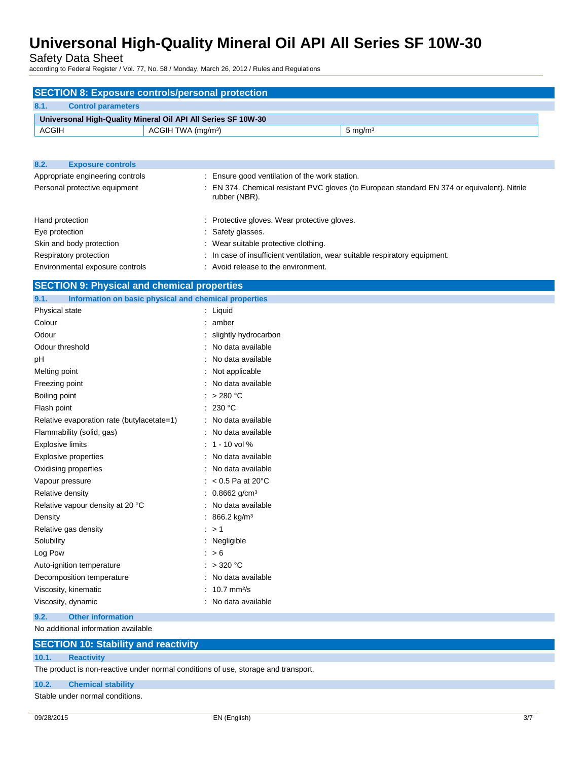## SECTION 8: Exposure controls/personal protection

### 8.1. Control parameters

| Universonal High-Quality Mineral Oil API All Series SF 10W-30 | | |
|---|---|---|
| ACGIH | ACGIH TWA (mg/m³) | 5 mg/m³ |

### 8.2. Exposure controls

Appropriate engineering controls : Ensure good ventilation of the work station.

Personal protective equipment : EN 374. Chemical resistant PVC gloves (to European standard EN 374 or equivalent). Nitrile rubber (NBR).

Hand protection : Protective gloves. Wear protective gloves.

Eye protection : Safety glasses.

Skin and body protection : Wear suitable protective clothing.

Respiratory protection : In case of insufficient ventilation, wear suitable respiratory equipment.

Environmental exposure controls : Avoid release to the environment.

## SECTION 9: Physical and chemical properties

### 9.1. Information on basic physical and chemical properties

| Property | Value |
|---|---|
| Physical state | Liquid |
| Colour | amber |
| Odour | slightly hydrocarbon |
| Odour threshold | No data available |
| pH | No data available |
| Melting point | Not applicable |
| Freezing point | No data available |
| Boiling point | > 280 °C |
| Flash point | 230 °C |
| Relative evaporation rate (butylacetate=1) | No data available |
| Flammability (solid, gas) | No data available |
| Explosive limits | 1 - 10 vol % |
| Explosive properties | No data available |
| Oxidising properties | No data available |
| Vapour pressure | < 0.5 Pa at 20°C |
| Relative density | 0.8662 g/cm³ |
| Relative vapour density at 20 °C | No data available |
| Density | 866.2 kg/m³ |
| Relative gas density | > 1 |
| Solubility | Negligible |
| Log Pow | > 6 |
| Auto-ignition temperature | > 320 °C |
| Decomposition temperature | No data available |
| Viscosity, kinematic | 10.7 mm²/s |
| Viscosity, dynamic | No data available |

### 9.2. Other information

No additional information available

## SECTION 10: Stability and reactivity

### 10.1. Reactivity

The product is non-reactive under normal conditions of use, storage and transport.

### 10.2. Chemical stability

Stable under normal conditions.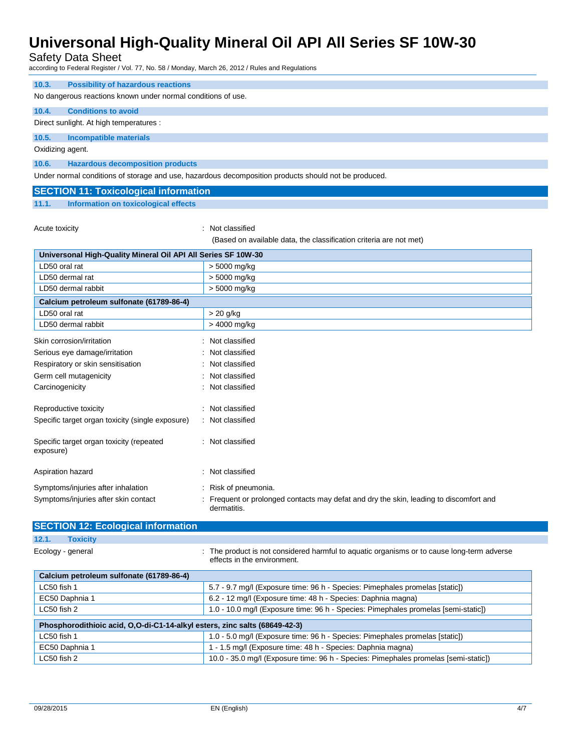### 10.3. Possibility of hazardous reactions

No dangerous reactions known under normal conditions of use.

### 10.4. Conditions to avoid

Direct sunlight. At high temperatures :

### 10.5. Incompatible materials

Oxidizing agent.

### 10.6. Hazardous decomposition products

Under normal conditions of storage and use, hazardous decomposition products should not be produced.

## SECTION 11: Toxicological information

### 11.1. Information on toxicological effects

Acute toxicity : Not classified
(Based on available data, the classification criteria are not met)

| Universonal High-Quality Mineral Oil API All Series SF 10W-30 | |
|---|---|
| LD50 oral rat | > 5000 mg/kg |
| LD50 dermal rat | > 5000 mg/kg |
| LD50 dermal rabbit | > 5000 mg/kg |

| Calcium petroleum sulfonate (61789-86-4) | |
|---|---|
| LD50 oral rat | > 20 g/kg |
| LD50 dermal rabbit | > 4000 mg/kg |

Skin corrosion/irritation : Not classified

Serious eye damage/irritation : Not classified

Respiratory or skin sensitisation : Not classified

Germ cell mutagenicity : Not classified

Carcinogenicity : Not classified

Reproductive toxicity : Not classified

Specific target organ toxicity (single exposure) : Not classified

Specific target organ toxicity (repeated exposure) : Not classified

Aspiration hazard : Not classified

Symptoms/injuries after inhalation : Risk of pneumonia.

Symptoms/injuries after skin contact : Frequent or prolonged contacts may defat and dry the skin, leading to discomfort and dermatitis.

## SECTION 12: Ecological information

### 12.1. Toxicity

Ecology - general : The product is not considered harmful to aquatic organisms or to cause long-term adverse effects in the environment.

| Calcium petroleum sulfonate (61789-86-4) | |
|---|---|
| LC50 fish 1 | 5.7 - 9.7 mg/l (Exposure time: 96 h - Species: Pimephales promelas [static]) |
| EC50 Daphnia 1 | 6.2 - 12 mg/l (Exposure time: 48 h - Species: Daphnia magna) |
| LC50 fish 2 | 1.0 - 10.0 mg/l (Exposure time: 96 h - Species: Pimephales promelas [semi-static]) |

| Phosphorodithioic acid, O,O-di-C1-14-alkyl esters, zinc salts (68649-42-3) | |
|---|---|
| LC50 fish 1 | 1.0 - 5.0 mg/l (Exposure time: 96 h - Species: Pimephales promelas [static]) |
| EC50 Daphnia 1 | 1 - 1.5 mg/l (Exposure time: 48 h - Species: Daphnia magna) |
| LC50 fish 2 | 10.0 - 35.0 mg/l (Exposure time: 96 h - Species: Pimephales promelas [semi-static]) |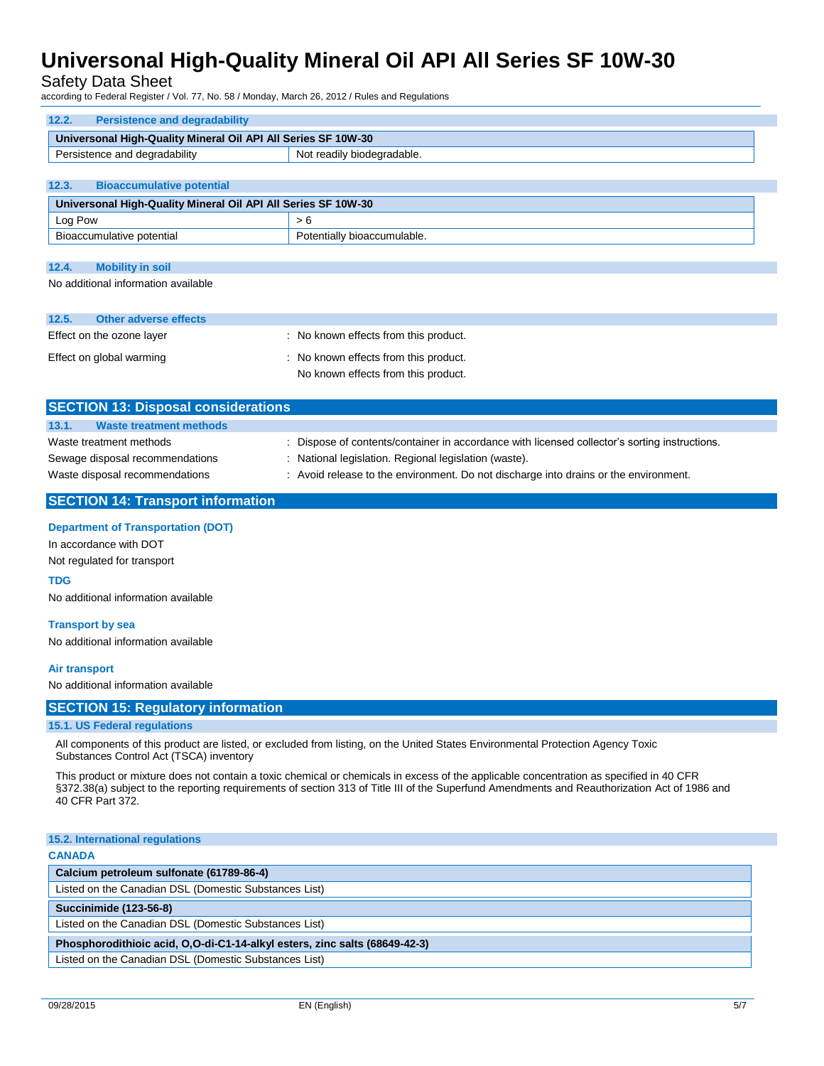### 12.2. Persistence and degradability

| Universonal High-Quality Mineral Oil API All Series SF 10W-30 | |
|---|---|
| Persistence and degradability | Not readily biodegradable. |

### 12.3. Bioaccumulative potential

| Universonal High-Quality Mineral Oil API All Series SF 10W-30 | |
|---|---|
| Log Pow | > 6 |
| Bioaccumulative potential | Potentially bioaccumulable. |

### 12.4. Mobility in soil

No additional information available

### 12.5. Other adverse effects

Effect on the ozone layer : No known effects from this product.

Effect on global warming : No known effects from this product.

No known effects from this product.

## SECTION 13: Disposal considerations

### 13.1. Waste treatment methods

Waste treatment methods : Dispose of contents/container in accordance with licensed collector's sorting instructions.

Sewage disposal recommendations : National legislation. Regional legislation (waste).

Waste disposal recommendations : Avoid release to the environment. Do not discharge into drains or the environment.

## SECTION 14: Transport information

**Department of Transportation (DOT)**

In accordance with DOT

Not regulated for transport

**TDG**

No additional information available

**Transport by sea**

No additional information available

**Air transport**

No additional information available

## SECTION 15: Regulatory information

### 15.1. US Federal regulations

All components of this product are listed, or excluded from listing, on the United States Environmental Protection Agency Toxic Substances Control Act (TSCA) inventory

This product or mixture does not contain a toxic chemical or chemicals in excess of the applicable concentration as specified in 40 CFR §372.38(a) subject to the reporting requirements of section 313 of Title III of the Superfund Amendments and Reauthorization Act of 1986 and 40 CFR Part 372.

### 15.2. International regulations

**CANADA**

| Calcium petroleum sulfonate (61789-86-4) |
|---|
| Listed on the Canadian DSL (Domestic Substances List) |

| Succinimide (123-56-8) |
|---|
| Listed on the Canadian DSL (Domestic Substances List) |

| Phosphorodithioic acid, O,O-di-C1-14-alkyl esters, zinc salts (68649-42-3) |
|---|
| Listed on the Canadian DSL (Domestic Substances List) |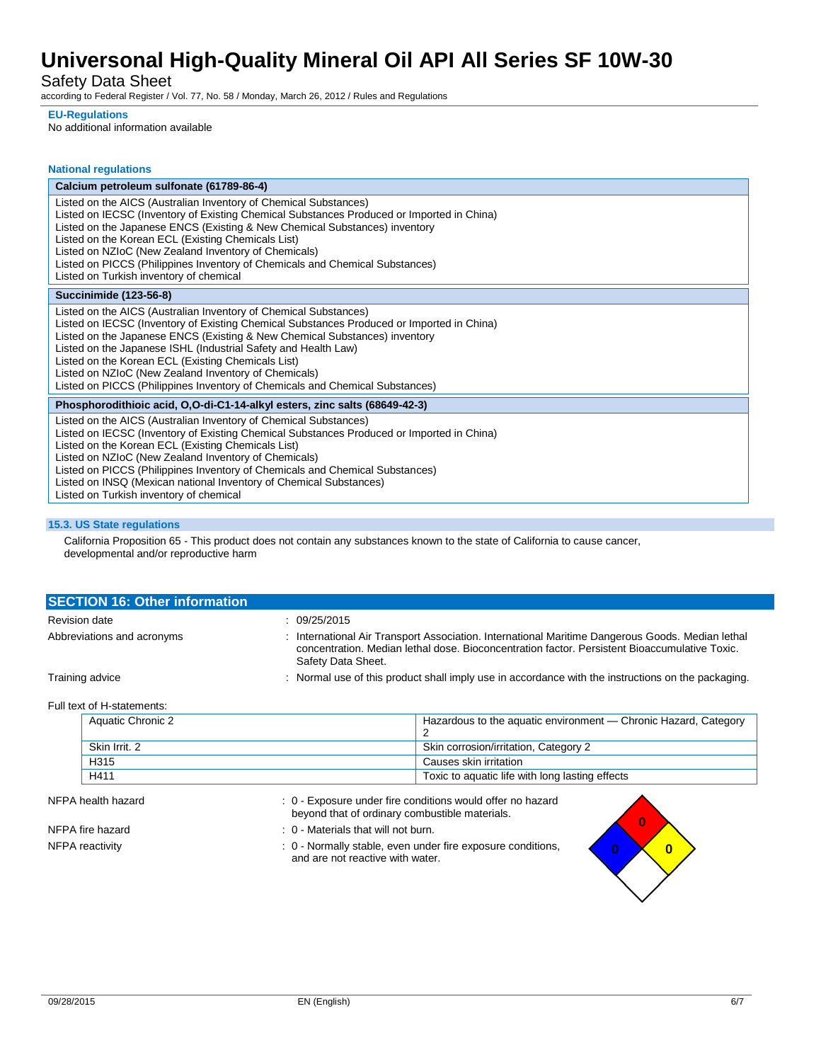#### EU-Regulations

No additional information available

#### National regulations

| Calcium petroleum sulfonate (61789-86-4) |
|---|
| Listed on the AICS (Australian Inventory of Chemical Substances)<br>Listed on IECSC (Inventory of Existing Chemical Substances Produced or Imported in China)<br>Listed on the Japanese ENCS (Existing & New Chemical Substances) inventory<br>Listed on the Korean ECL (Existing Chemicals List)<br>Listed on NZIoC (New Zealand Inventory of Chemicals)<br>Listed on PICCS (Philippines Inventory of Chemicals and Chemical Substances)<br>Listed on Turkish inventory of chemical |

| Succinimide (123-56-8) |
|---|
| Listed on the AICS (Australian Inventory of Chemical Substances)<br>Listed on IECSC (Inventory of Existing Chemical Substances Produced or Imported in China)<br>Listed on the Japanese ENCS (Existing & New Chemical Substances) inventory<br>Listed on the Japanese ISHL (Industrial Safety and Health Law)<br>Listed on the Korean ECL (Existing Chemicals List)<br>Listed on NZIoC (New Zealand Inventory of Chemicals)<br>Listed on PICCS (Philippines Inventory of Chemicals and Chemical Substances) |

| Phosphorodithioic acid, O,O-di-C1-14-alkyl esters, zinc salts (68649-42-3) |
|---|
| Listed on the AICS (Australian Inventory of Chemical Substances)<br>Listed on IECSC (Inventory of Existing Chemical Substances Produced or Imported in China)<br>Listed on the Korean ECL (Existing Chemicals List)<br>Listed on NZIoC (New Zealand Inventory of Chemicals)<br>Listed on PICCS (Philippines Inventory of Chemicals and Chemical Substances)<br>Listed on INSQ (Mexican national Inventory of Chemical Substances)<br>Listed on Turkish inventory of chemical |

### 15.3. US State regulations

California Proposition 65 - This product does not contain any substances known to the state of California to cause cancer, developmental and/or reproductive harm

## SECTION 16: Other information

Revision date : 09/25/2015

Abbreviations and acronyms : International Air Transport Association. International Maritime Dangerous Goods. Median lethal concentration. Median lethal dose. Bioconcentration factor. Persistent Bioaccumulative Toxic. Safety Data Sheet.

Training advice : Normal use of this product shall imply use in accordance with the instructions on the packaging.

Full text of H-statements:

| | |
|---|---|
| Aquatic Chronic 2 | Hazardous to the aquatic environment — Chronic Hazard, Category 2 |
| Skin Irrit. 2 | Skin corrosion/irritation, Category 2 |
| H315 | Causes skin irritation |
| H411 | Toxic to aquatic life with long lasting effects |

NFPA health hazard : 0 - Exposure under fire conditions would offer no hazard beyond that of ordinary combustible materials.

NFPA fire hazard : 0 - Materials that will not burn.

NFPA reactivity : 0 - Normally stable, even under fire exposure conditions, and are not reactive with water.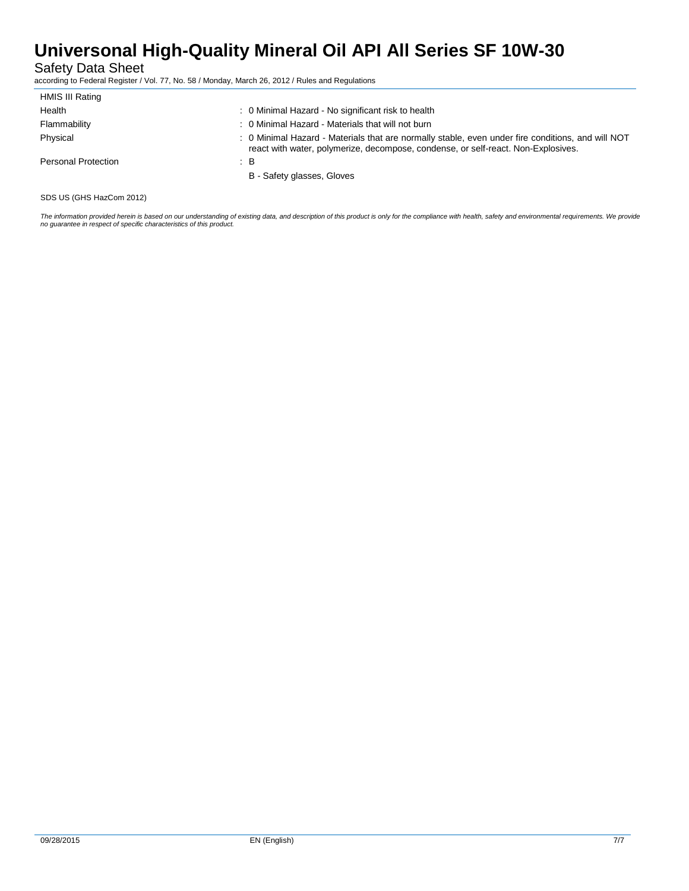HMIS III Rating

| | |
|---|---|
| Health | : 0 Minimal Hazard - No significant risk to health |
| Flammability | : 0 Minimal Hazard - Materials that will not burn |
| Physical | : 0 Minimal Hazard - Materials that are normally stable, even under fire conditions, and will NOT react with water, polymerize, decompose, condense, or self-react. Non-Explosives. |
| Personal Protection | : B |
| | B - Safety glasses, Gloves |

SDS US (GHS HazCom 2012)

*The information provided herein is based on our understanding of existing data, and description of this product is only for the compliance with health, safety and environmental requirements. We provide no guarantee in respect of specific characteristics of this product.*